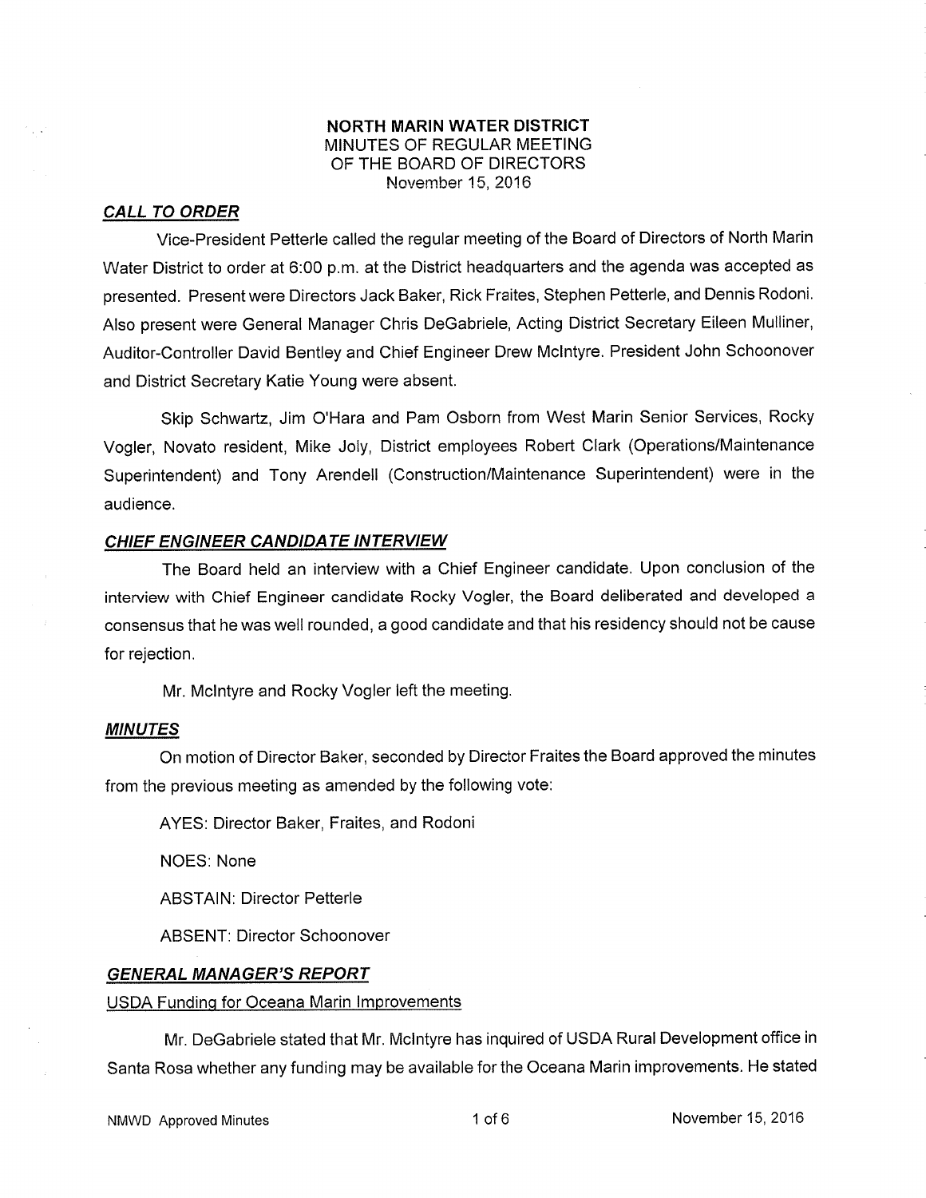**NORTH MARIN WATER DISTRICT**
MINUTES OF REGULAR MEETING
OF THE BOARD OF DIRECTORS
November 15, 2016

## ***CALL TO ORDER***

Vice-President Petterle called the regular meeting of the Board of Directors of North Marin Water District to order at 6:00 p.m. at the District headquarters and the agenda was accepted as presented. Present were Directors Jack Baker, Rick Fraites, Stephen Petterle, and Dennis Rodoni. Also present were General Manager Chris DeGabriele, Acting District Secretary Eileen Mulliner, Auditor-Controller David Bentley and Chief Engineer Drew McIntyre. President John Schoonover and District Secretary Katie Young were absent.

Skip Schwartz, Jim O'Hara and Pam Osborn from West Marin Senior Services, Rocky Vogler, Novato resident, Mike Joly, District employees Robert Clark (Operations/Maintenance Superintendent) and Tony Arendell (Construction/Maintenance Superintendent) were in the audience.

## ***CHIEF ENGINEER CANDIDATE INTERVIEW***

The Board held an interview with a Chief Engineer candidate. Upon conclusion of the interview with Chief Engineer candidate Rocky Vogler, the Board deliberated and developed a consensus that he was well rounded, a good candidate and that his residency should not be cause for rejection.

Mr. McIntyre and Rocky Vogler left the meeting.

## ***MINUTES***

On motion of Director Baker, seconded by Director Fraites the Board approved the minutes from the previous meeting as amended by the following vote:

AYES: Director Baker, Fraites, and Rodoni

NOES: None

ABSTAIN: Director Petterle

ABSENT: Director Schoonover

## ***GENERAL MANAGER'S REPORT***

USDA Funding for Oceana Marin Improvements

Mr. DeGabriele stated that Mr. McIntyre has inquired of USDA Rural Development office in Santa Rosa whether any funding may be available for the Oceana Marin improvements. He stated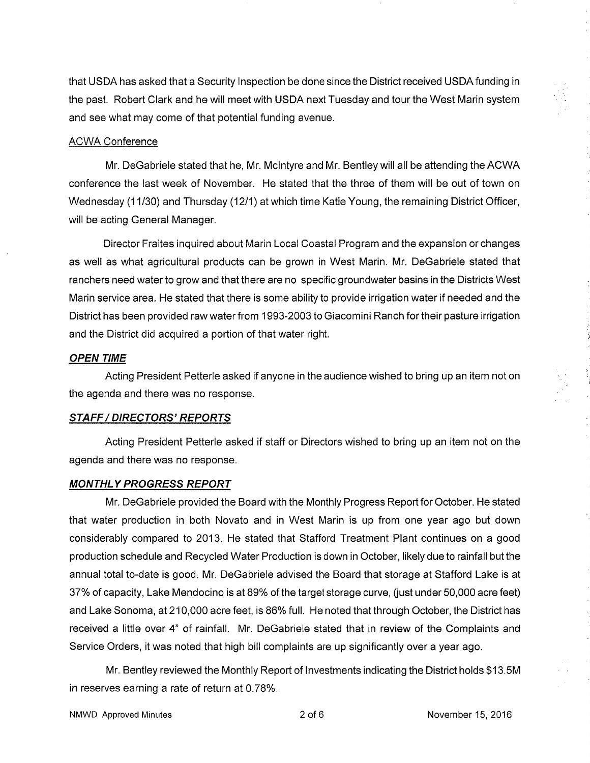that USDA has asked that a Security Inspection be done since the District received USDA funding in the past. Robert Clark and he will meet with USDA next Tuesday and tour the West Marin system and see what may come of that potential funding avenue.

ACWA Conference

Mr. DeGabriele stated that he, Mr. McIntyre and Mr. Bentley will all be attending the ACWA conference the last week of November. He stated that the three of them will be out of town on Wednesday (11/30) and Thursday (12/1) at which time Katie Young, the remaining District Officer, will be acting General Manager.

Director Fraites inquired about Marin Local Coastal Program and the expansion or changes as well as what agricultural products can be grown in West Marin. Mr. DeGabriele stated that ranchers need water to grow and that there are no specific groundwater basins in the Districts West Marin service area. He stated that there is some ability to provide irrigation water if needed and the District has been provided raw water from 1993-2003 to Giacomini Ranch for their pasture irrigation and the District did acquired a portion of that water right.

***OPEN TIME***

Acting President Petterle asked if anyone in the audience wished to bring up an item not on the agenda and there was no response.

***STAFF / DIRECTORS' REPORTS***

Acting President Petterle asked if staff or Directors wished to bring up an item not on the agenda and there was no response.

***MONTHLY PROGRESS REPORT***

Mr. DeGabriele provided the Board with the Monthly Progress Report for October. He stated that water production in both Novato and in West Marin is up from one year ago but down considerably compared to 2013. He stated that Stafford Treatment Plant continues on a good production schedule and Recycled Water Production is down in October, likely due to rainfall but the annual total to-date is good. Mr. DeGabriele advised the Board that storage at Stafford Lake is at 37% of capacity, Lake Mendocino is at 89% of the target storage curve, (just under 50,000 acre feet) and Lake Sonoma, at 210,000 acre feet, is 86% full. He noted that through October, the District has received a little over 4" of rainfall. Mr. DeGabriele stated that in review of the Complaints and Service Orders, it was noted that high bill complaints are up significantly over a year ago.

Mr. Bentley reviewed the Monthly Report of Investments indicating the District holds $13.5M in reserves earning a rate of return at 0.78%.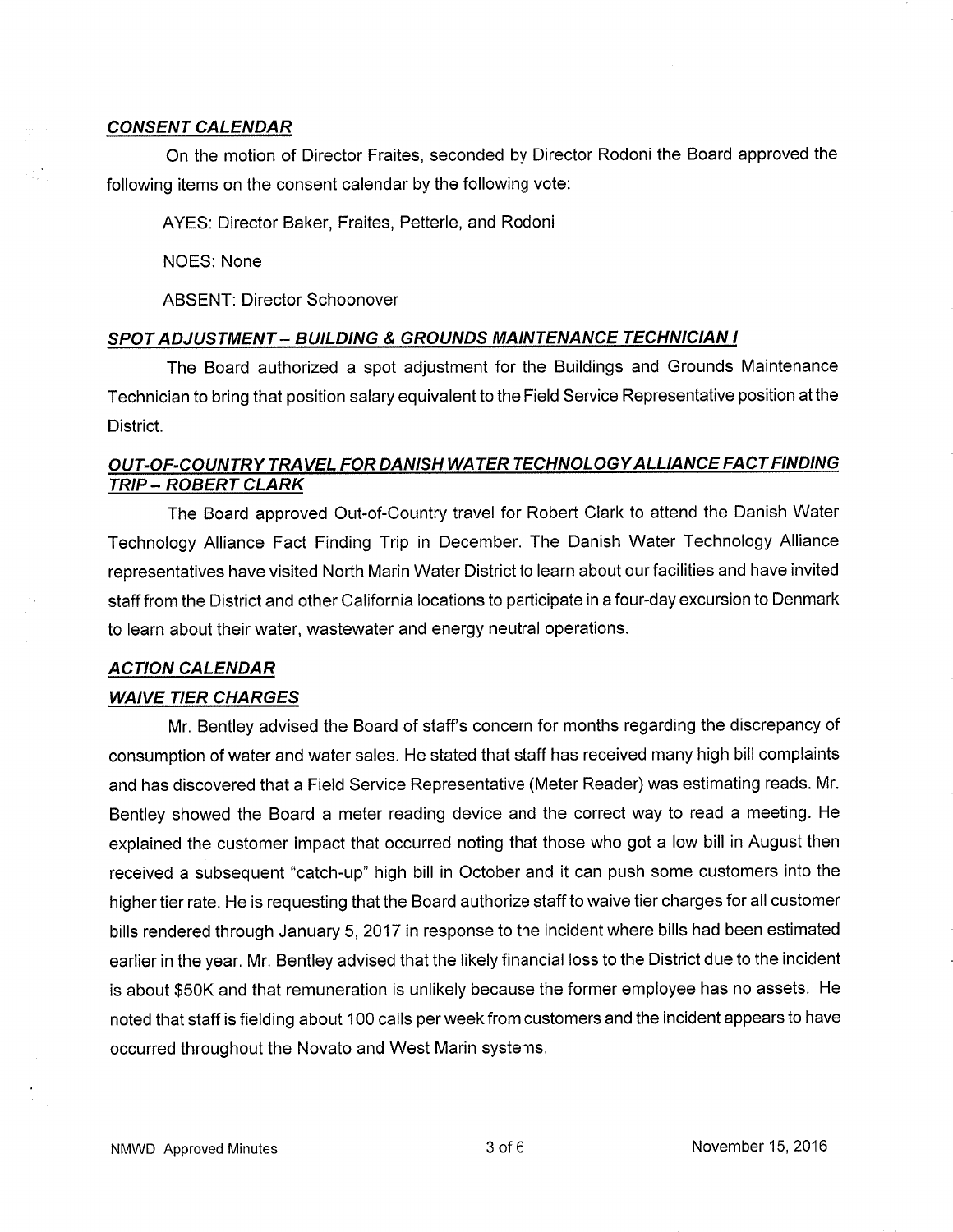### ***CONSENT CALENDAR***

On the motion of Director Fraites, seconded by Director Rodoni the Board approved the following items on the consent calendar by the following vote:

AYES: Director Baker, Fraites, Petterle, and Rodoni

NOES: None

ABSENT: Director Schoonover

### ***SPOT ADJUSTMENT – BUILDING & GROUNDS MAINTENANCE TECHNICIAN I***

The Board authorized a spot adjustment for the Buildings and Grounds Maintenance Technician to bring that position salary equivalent to the Field Service Representative position at the District.

### ***OUT-OF-COUNTRY TRAVEL FOR DANISH WATER TECHNOLOGY ALLIANCE FACT FINDING TRIP – ROBERT CLARK***

The Board approved Out-of-Country travel for Robert Clark to attend the Danish Water Technology Alliance Fact Finding Trip in December. The Danish Water Technology Alliance representatives have visited North Marin Water District to learn about our facilities and have invited staff from the District and other California locations to participate in a four-day excursion to Denmark to learn about their water, wastewater and energy neutral operations.

### ***ACTION CALENDAR***

### ***WAIVE TIER CHARGES***

Mr. Bentley advised the Board of staff's concern for months regarding the discrepancy of consumption of water and water sales. He stated that staff has received many high bill complaints and has discovered that a Field Service Representative (Meter Reader) was estimating reads. Mr. Bentley showed the Board a meter reading device and the correct way to read a meeting. He explained the customer impact that occurred noting that those who got a low bill in August then received a subsequent "catch-up" high bill in October and it can push some customers into the higher tier rate. He is requesting that the Board authorize staff to waive tier charges for all customer bills rendered through January 5, 2017 in response to the incident where bills had been estimated earlier in the year. Mr. Bentley advised that the likely financial loss to the District due to the incident is about $50K and that remuneration is unlikely because the former employee has no assets. He noted that staff is fielding about 100 calls per week from customers and the incident appears to have occurred throughout the Novato and West Marin systems.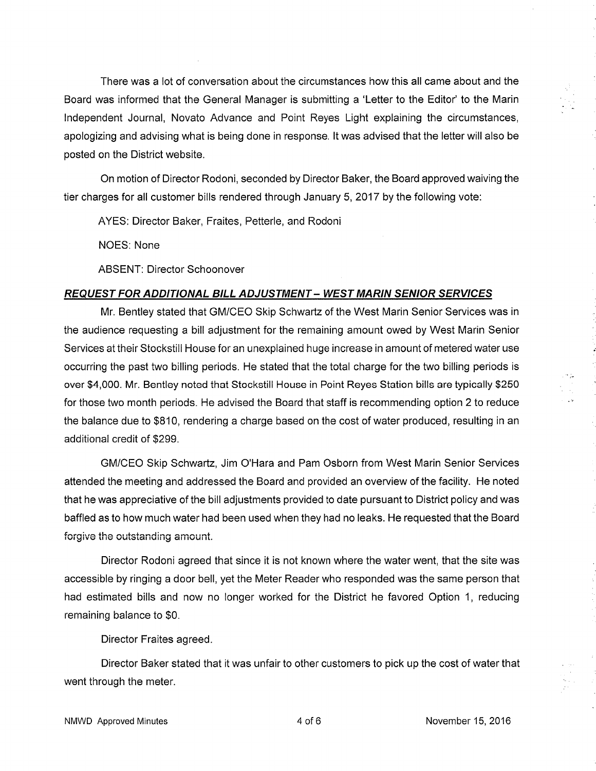There was a lot of conversation about the circumstances how this all came about and the Board was informed that the General Manager is submitting a 'Letter to the Editor' to the Marin Independent Journal, Novato Advance and Point Reyes Light explaining the circumstances, apologizing and advising what is being done in response. It was advised that the letter will also be posted on the District website.

On motion of Director Rodoni, seconded by Director Baker, the Board approved waiving the tier charges for all customer bills rendered through January 5, 2017 by the following vote:

AYES: Director Baker, Fraites, Petterle, and Rodoni

NOES: None

ABSENT: Director Schoonover

## ***REQUEST FOR ADDITIONAL BILL ADJUSTMENT – WEST MARIN SENIOR SERVICES***

Mr. Bentley stated that GM/CEO Skip Schwartz of the West Marin Senior Services was in the audience requesting a bill adjustment for the remaining amount owed by West Marin Senior Services at their Stockstill House for an unexplained huge increase in amount of metered water use occurring the past two billing periods. He stated that the total charge for the two billing periods is over $4,000. Mr. Bentley noted that Stockstill House in Point Reyes Station bills are typically $250 for those two month periods. He advised the Board that staff is recommending option 2 to reduce the balance due to $810, rendering a charge based on the cost of water produced, resulting in an additional credit of $299.

GM/CEO Skip Schwartz, Jim O'Hara and Pam Osborn from West Marin Senior Services attended the meeting and addressed the Board and provided an overview of the facility. He noted that he was appreciative of the bill adjustments provided to date pursuant to District policy and was baffled as to how much water had been used when they had no leaks. He requested that the Board forgive the outstanding amount.

Director Rodoni agreed that since it is not known where the water went, that the site was accessible by ringing a door bell, yet the Meter Reader who responded was the same person that had estimated bills and now no longer worked for the District he favored Option 1, reducing remaining balance to $0.

Director Fraites agreed.

Director Baker stated that it was unfair to other customers to pick up the cost of water that went through the meter.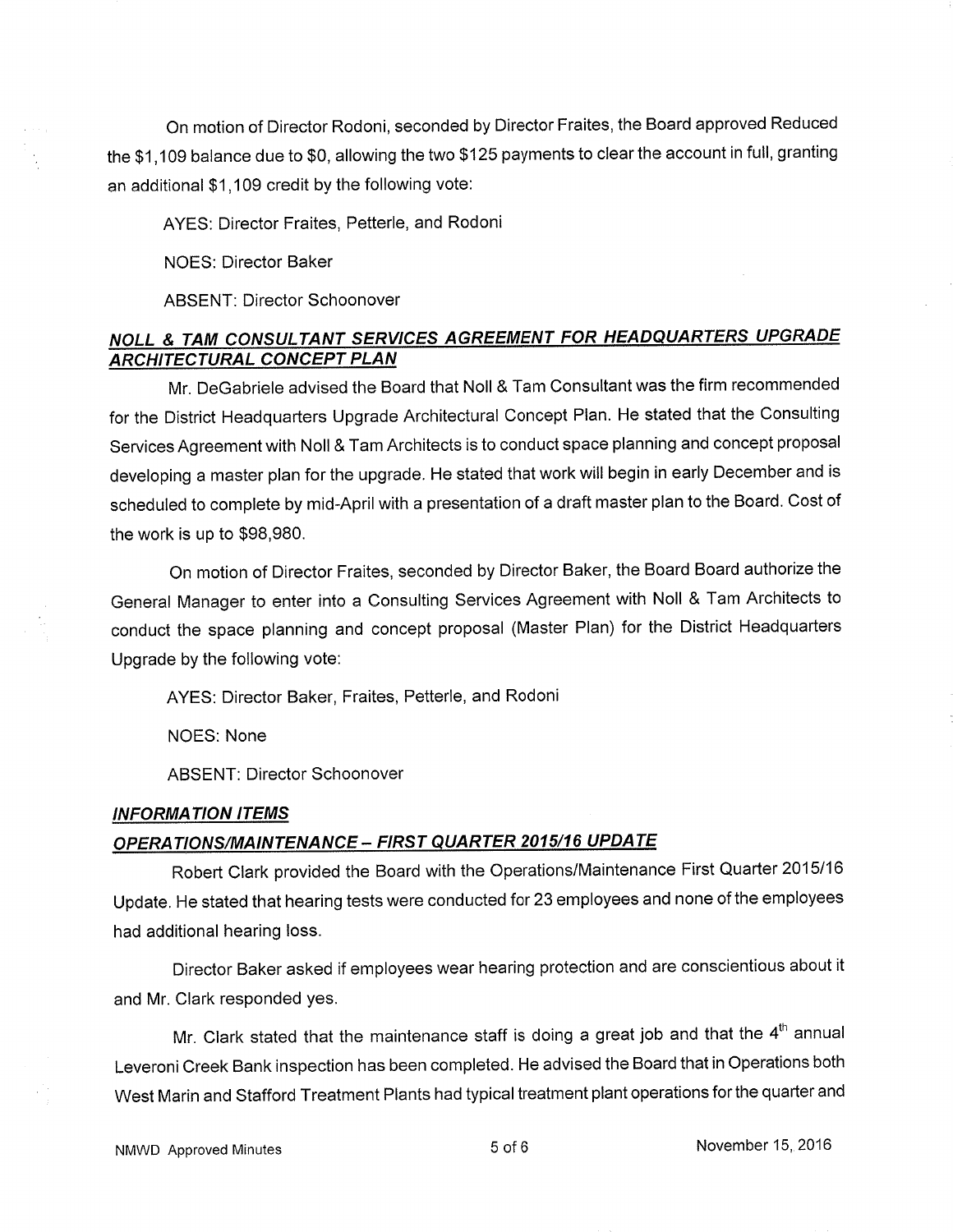On motion of Director Rodoni, seconded by Director Fraites, the Board approved Reduced the $1,109 balance due to $0, allowing the two $125 payments to clear the account in full, granting an additional $1,109 credit by the following vote:

AYES: Director Fraites, Petterle, and Rodoni

NOES: Director Baker

ABSENT: Director Schoonover

## ***NOLL & TAM CONSULTANT SERVICES AGREEMENT FOR HEADQUARTERS UPGRADE ARCHITECTURAL CONCEPT PLAN***

Mr. DeGabriele advised the Board that Noll & Tam Consultant was the firm recommended for the District Headquarters Upgrade Architectural Concept Plan. He stated that the Consulting Services Agreement with Noll & Tam Architects is to conduct space planning and concept proposal developing a master plan for the upgrade. He stated that work will begin in early December and is scheduled to complete by mid-April with a presentation of a draft master plan to the Board. Cost of the work is up to $98,980.

On motion of Director Fraites, seconded by Director Baker, the Board Board authorize the General Manager to enter into a Consulting Services Agreement with Noll & Tam Architects to conduct the space planning and concept proposal (Master Plan) for the District Headquarters Upgrade by the following vote:

AYES: Director Baker, Fraites, Petterle, and Rodoni

NOES: None

ABSENT: Director Schoonover

## ***INFORMATION ITEMS***

## ***OPERATIONS/MAINTENANCE – FIRST QUARTER 2015/16 UPDATE***

Robert Clark provided the Board with the Operations/Maintenance First Quarter 2015/16 Update. He stated that hearing tests were conducted for 23 employees and none of the employees had additional hearing loss.

Director Baker asked if employees wear hearing protection and are conscientious about it and Mr. Clark responded yes.

Mr. Clark stated that the maintenance staff is doing a great job and that the 4th annual Leveroni Creek Bank inspection has been completed. He advised the Board that in Operations both West Marin and Stafford Treatment Plants had typical treatment plant operations for the quarter and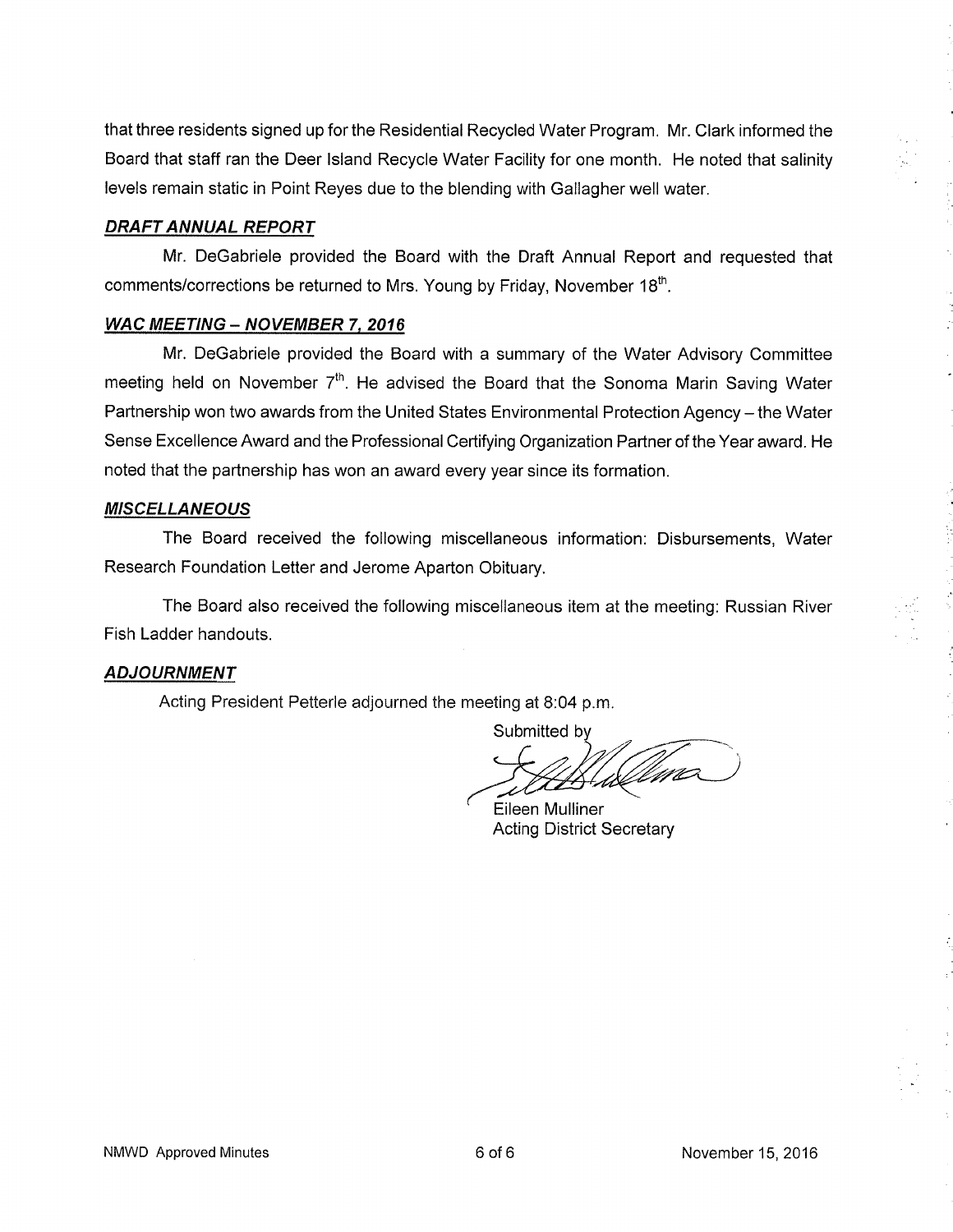that three residents signed up for the Residential Recycled Water Program. Mr. Clark informed the Board that staff ran the Deer Island Recycle Water Facility for one month. He noted that salinity levels remain static in Point Reyes due to the blending with Gallagher well water.

***DRAFT ANNUAL REPORT***

Mr. DeGabriele provided the Board with the Draft Annual Report and requested that comments/corrections be returned to Mrs. Young by Friday, November 18th.

***WAC MEETING – NOVEMBER 7, 2016***

Mr. DeGabriele provided the Board with a summary of the Water Advisory Committee meeting held on November 7th. He advised the Board that the Sonoma Marin Saving Water Partnership won two awards from the United States Environmental Protection Agency – the Water Sense Excellence Award and the Professional Certifying Organization Partner of the Year award. He noted that the partnership has won an award every year since its formation.

***MISCELLANEOUS***

The Board received the following miscellaneous information: Disbursements, Water Research Foundation Letter and Jerome Aparton Obituary.

The Board also received the following miscellaneous item at the meeting: Russian River Fish Ladder handouts.

***ADJOURNMENT***

Acting President Petterle adjourned the meeting at 8:04 p.m.

Submitted by

Eileen Mulliner
Acting District Secretary